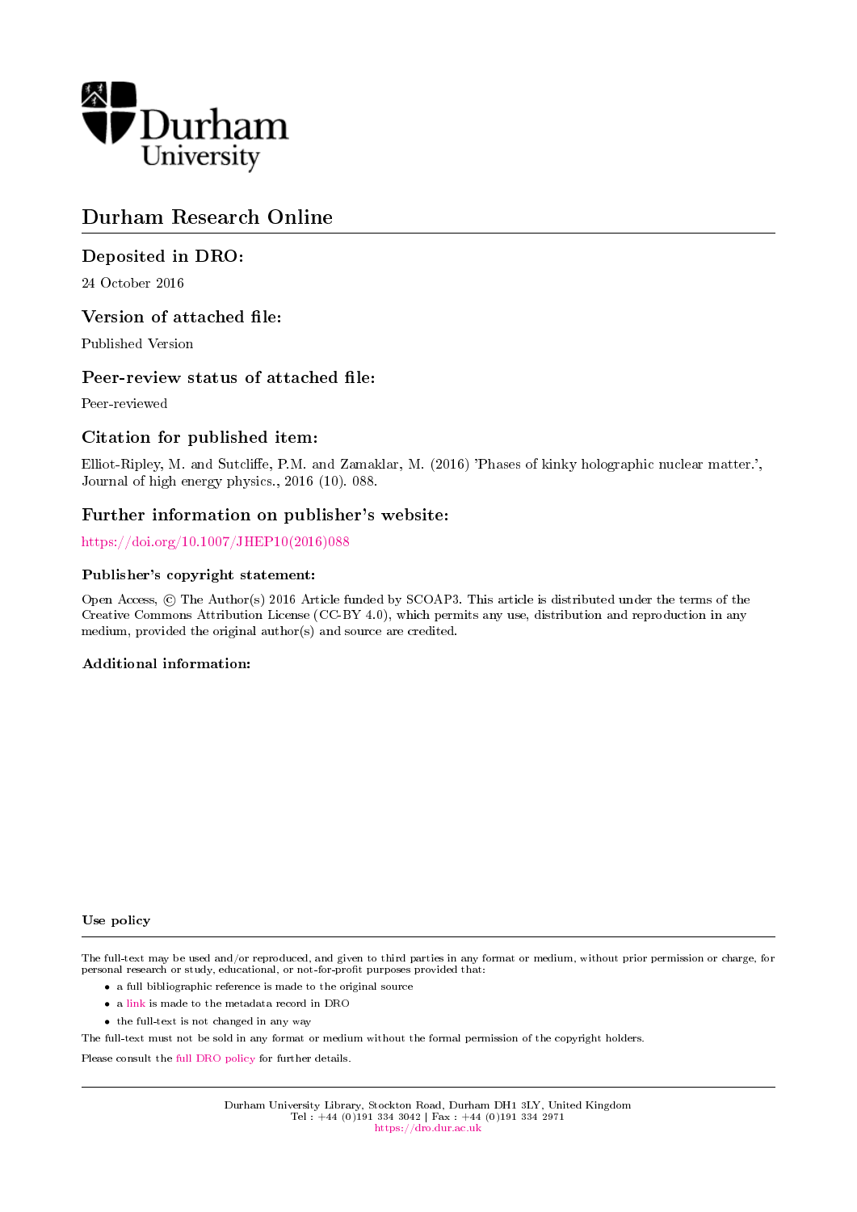# Durham Research Online

## Deposited in DRO:

24 October 2016

## Version of attached file:

Published Version

## Peer-review status of attached file:

Peer-reviewed

## Citation for published item:

Elliot-Ripley, M. and Sutcliffe, P.M. and Zamaklar, M. (2016) 'Phases of kinky holographic nuclear matter.', Journal of high energy physics., 2016 (10). 088.

## Further information on publisher's website:

https://doi.org/10.1007/JHEP10(2016)088

### Publisher's copyright statement:

Open Access, © The Author(s) 2016 Article funded by SCOAP3. This article is distributed under the terms of the Creative Commons Attribution License (CC-BY 4.0), which permits any use, distribution and reproduction in any medium, provided the original author(s) and source are credited.

### Additional information:

### Use policy

The full-text may be used and/or reproduced, and given to third parties in any format or medium, without prior permission or charge, for personal research or study, educational, or not-for-profit purposes provided that:

- a full bibliographic reference is made to the original source
- a link is made to the metadata record in DRO
- the full-text is not changed in any way

The full-text must not be sold in any format or medium without the formal permission of the copyright holders.

Please consult the full DRO policy for further details.

Durham University Library, Stockton Road, Durham DH1 3LY, United Kingdom
Tel : +44 (0)191 334 3042 | Fax : +44 (0)191 334 2971
https://dro.dur.ac.uk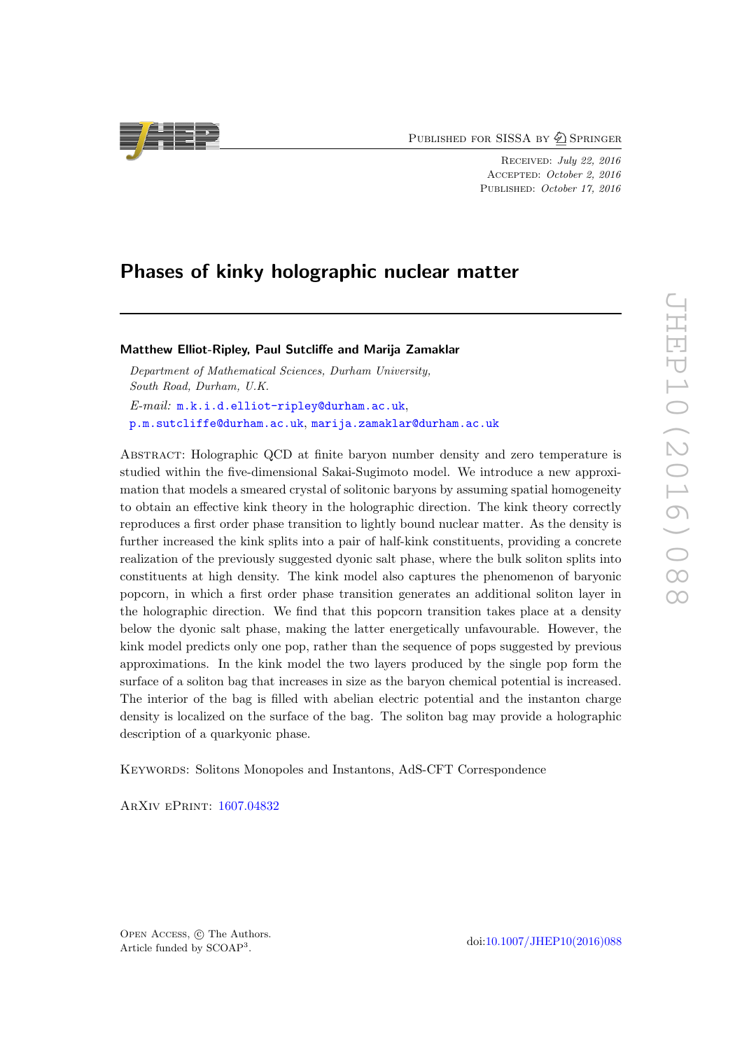# Phases of kinky holographic nuclear matter

**Matthew Elliot-Ripley, Paul Sutcliffe and Marija Zamaklar**

*Department of Mathematical Sciences, Durham University,*
*South Road, Durham, U.K.*

*E-mail:* m.k.i.d.elliot-ripley@durham.ac.uk, p.m.sutcliffe@durham.ac.uk, marija.zamaklar@durham.ac.uk

Abstract: Holographic QCD at finite baryon number density and zero temperature is studied within the five-dimensional Sakai-Sugimoto model. We introduce a new approximation that models a smeared crystal of solitonic baryons by assuming spatial homogeneity to obtain an effective kink theory in the holographic direction. The kink theory correctly reproduces a first order phase transition to lightly bound nuclear matter. As the density is further increased the kink splits into a pair of half-kink constituents, providing a concrete realization of the previously suggested dyonic salt phase, where the bulk soliton splits into constituents at high density. The kink model also captures the phenomenon of baryonic popcorn, in which a first order phase transition generates an additional soliton layer in the holographic direction. We find that this popcorn transition takes place at a density below the dyonic salt phase, making the latter energetically unfavourable. However, the kink model predicts only one pop, rather than the sequence of pops suggested by previous approximations. In the kink model the two layers produced by the single pop form the surface of a soliton bag that increases in size as the baryon chemical potential is increased. The interior of the bag is filled with abelian electric potential and the instanton charge density is localized on the surface of the bag. The soliton bag may provide a holographic description of a quarkyonic phase.

Keywords: Solitons Monopoles and Instantons, AdS-CFT Correspondence

ArXiv ePrint: 1607.04832

Open Access, © The Authors.
Article funded by SCOAP³.

doi:10.1007/JHEP10(2016)088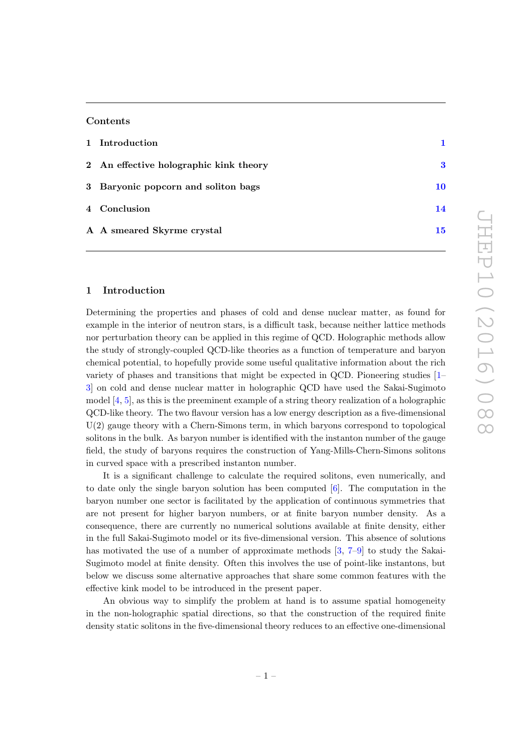## Contents

| | | |
|---|---|---|
| 1 | Introduction | 1 |
| 2 | An effective holographic kink theory | 3 |
| 3 | Baryonic popcorn and soliton bags | 10 |
| 4 | Conclusion | 14 |
| A | A smeared Skyrme crystal | 15 |

## 1 Introduction

Determining the properties and phases of cold and dense nuclear matter, as found for example in the interior of neutron stars, is a difficult task, because neither lattice methods nor perturbation theory can be applied in this regime of QCD. Holographic methods allow the study of strongly-coupled QCD-like theories as a function of temperature and baryon chemical potential, to hopefully provide some useful qualitative information about the rich variety of phases and transitions that might be expected in QCD. Pioneering studies [1–3] on cold and dense nuclear matter in holographic QCD have used the Sakai-Sugimoto model [4, 5], as this is the preeminent example of a string theory realization of a holographic QCD-like theory. The two flavour version has a low energy description as a five-dimensional U(2) gauge theory with a Chern-Simons term, in which baryons correspond to topological solitons in the bulk. As baryon number is identified with the instanton number of the gauge field, the study of baryons requires the construction of Yang-Mills-Chern-Simons solitons in curved space with a prescribed instanton number.

It is a significant challenge to calculate the required solitons, even numerically, and to date only the single baryon solution has been computed [6]. The computation in the baryon number one sector is facilitated by the application of continuous symmetries that are not present for higher baryon numbers, or at finite baryon number density. As a consequence, there are currently no numerical solutions available at finite density, either in the full Sakai-Sugimoto model or its five-dimensional version. This absence of solutions has motivated the use of a number of approximate methods [3, 7–9] to study the Sakai-Sugimoto model at finite density. Often this involves the use of point-like instantons, but below we discuss some alternative approaches that share some common features with the effective kink model to be introduced in the present paper.

An obvious way to simplify the problem at hand is to assume spatial homogeneity in the non-holographic spatial directions, so that the construction of the required finite density static solitons in the five-dimensional theory reduces to an effective one-dimensional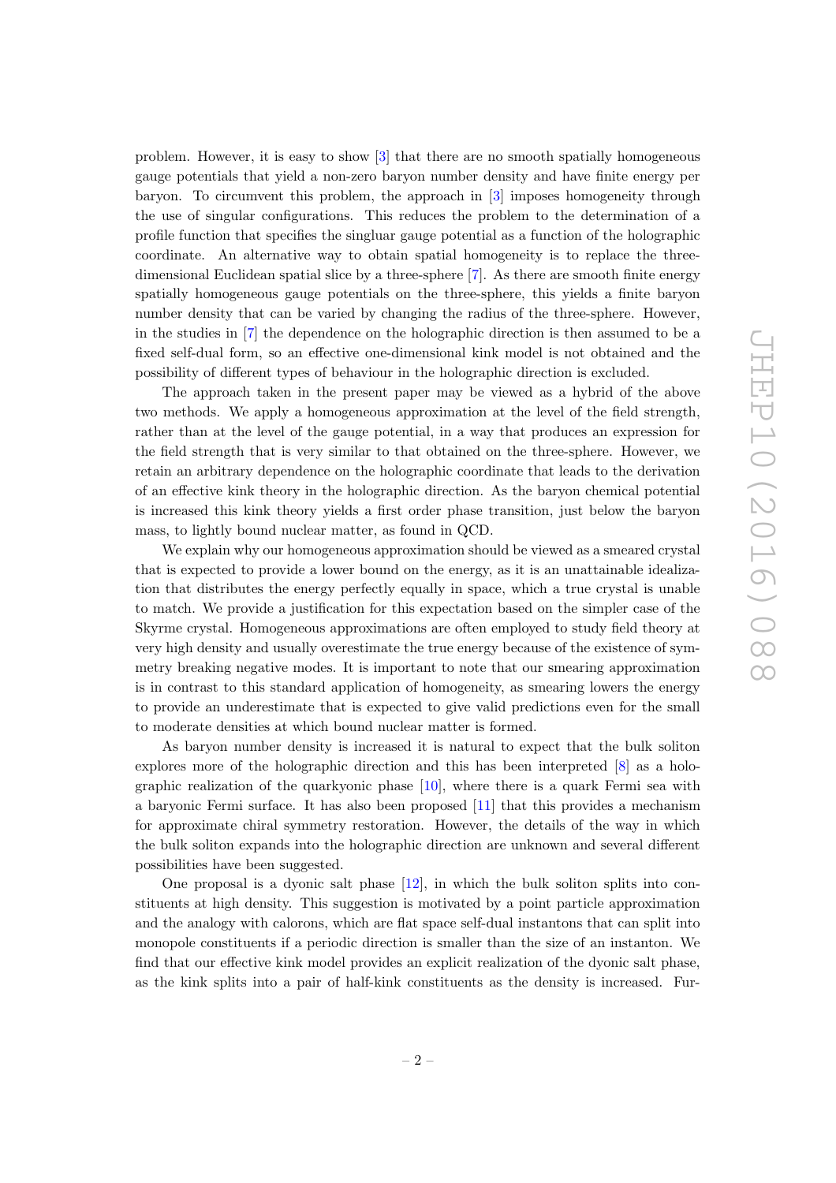problem. However, it is easy to show [3] that there are no smooth spatially homogeneous gauge potentials that yield a non-zero baryon number density and have finite energy per baryon. To circumvent this problem, the approach in [3] imposes homogeneity through the use of singular configurations. This reduces the problem to the determination of a profile function that specifies the singluar gauge potential as a function of the holographic coordinate. An alternative way to obtain spatial homogeneity is to replace the three-dimensional Euclidean spatial slice by a three-sphere [7]. As there are smooth finite energy spatially homogeneous gauge potentials on the three-sphere, this yields a finite baryon number density that can be varied by changing the radius of the three-sphere. However, in the studies in [7] the dependence on the holographic direction is then assumed to be a fixed self-dual form, so an effective one-dimensional kink model is not obtained and the possibility of different types of behaviour in the holographic direction is excluded.

The approach taken in the present paper may be viewed as a hybrid of the above two methods. We apply a homogeneous approximation at the level of the field strength, rather than at the level of the gauge potential, in a way that produces an expression for the field strength that is very similar to that obtained on the three-sphere. However, we retain an arbitrary dependence on the holographic coordinate that leads to the derivation of an effective kink theory in the holographic direction. As the baryon chemical potential is increased this kink theory yields a first order phase transition, just below the baryon mass, to lightly bound nuclear matter, as found in QCD.

We explain why our homogeneous approximation should be viewed as a smeared crystal that is expected to provide a lower bound on the energy, as it is an unattainable idealization that distributes the energy perfectly equally in space, which a true crystal is unable to match. We provide a justification for this expectation based on the simpler case of the Skyrme crystal. Homogeneous approximations are often employed to study field theory at very high density and usually overestimate the true energy because of the existence of symmetry breaking negative modes. It is important to note that our smearing approximation is in contrast to this standard application of homogeneity, as smearing lowers the energy to provide an underestimate that is expected to give valid predictions even for the small to moderate densities at which bound nuclear matter is formed.

As baryon number density is increased it is natural to expect that the bulk soliton explores more of the holographic direction and this has been interpreted [8] as a holographic realization of the quarkyonic phase [10], where there is a quark Fermi sea with a baryonic Fermi surface. It has also been proposed [11] that this provides a mechanism for approximate chiral symmetry restoration. However, the details of the way in which the bulk soliton expands into the holographic direction are unknown and several different possibilities have been suggested.

One proposal is a dyonic salt phase [12], in which the bulk soliton splits into constituents at high density. This suggestion is motivated by a point particle approximation and the analogy with calorons, which are flat space self-dual instantons that can split into monopole constituents if a periodic direction is smaller than the size of an instanton. We find that our effective kink model provides an explicit realization of the dyonic salt phase, as the kink splits into a pair of half-kink constituents as the density is increased. Fur-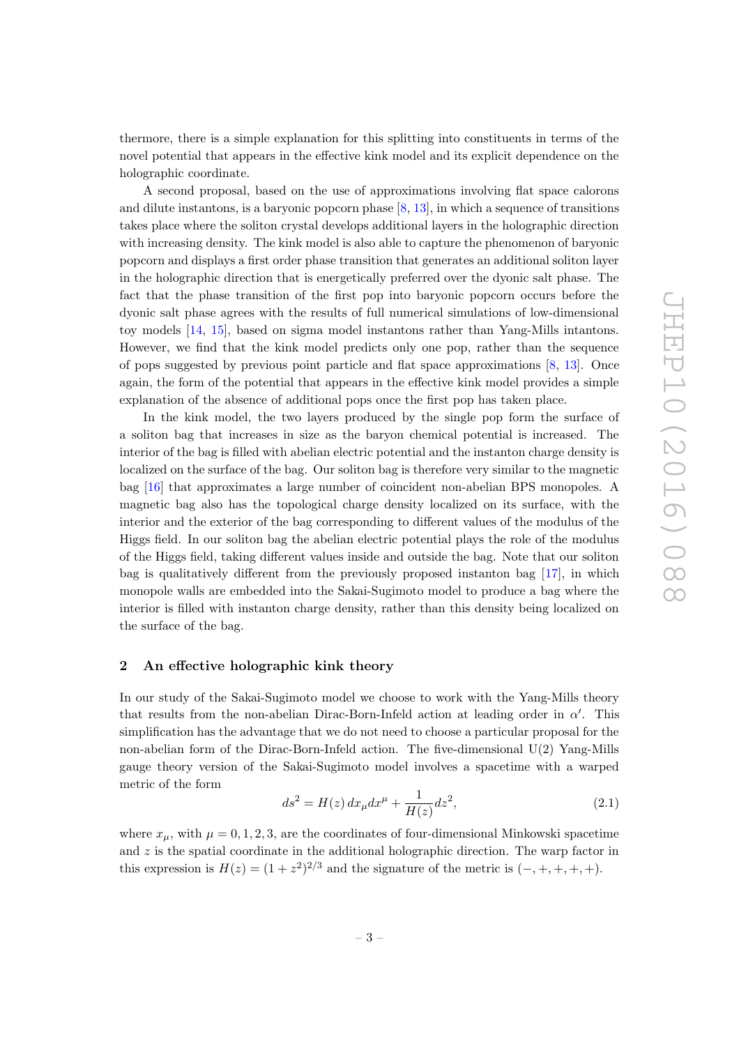thermore, there is a simple explanation for this splitting into constituents in terms of the novel potential that appears in the effective kink model and its explicit dependence on the holographic coordinate.

A second proposal, based on the use of approximations involving flat space calorons and dilute instantons, is a baryonic popcorn phase [8, 13], in which a sequence of transitions takes place where the soliton crystal develops additional layers in the holographic direction with increasing density. The kink model is also able to capture the phenomenon of baryonic popcorn and displays a first order phase transition that generates an additional soliton layer in the holographic direction that is energetically preferred over the dyonic salt phase. The fact that the phase transition of the first pop into baryonic popcorn occurs before the dyonic salt phase agrees with the results of full numerical simulations of low-dimensional toy models [14, 15], based on sigma model instantons rather than Yang-Mills intantons. However, we find that the kink model predicts only one pop, rather than the sequence of pops suggested by previous point particle and flat space approximations [8, 13]. Once again, the form of the potential that appears in the effective kink model provides a simple explanation of the absence of additional pops once the first pop has taken place.

In the kink model, the two layers produced by the single pop form the surface of a soliton bag that increases in size as the baryon chemical potential is increased. The interior of the bag is filled with abelian electric potential and the instanton charge density is localized on the surface of the bag. Our soliton bag is therefore very similar to the magnetic bag [16] that approximates a large number of coincident non-abelian BPS monopoles. A magnetic bag also has the topological charge density localized on its surface, with the interior and the exterior of the bag corresponding to different values of the modulus of the Higgs field. In our soliton bag the abelian electric potential plays the role of the modulus of the Higgs field, taking different values inside and outside the bag. Note that our soliton bag is qualitatively different from the previously proposed instanton bag [17], in which monopole walls are embedded into the Sakai-Sugimoto model to produce a bag where the interior is filled with instanton charge density, rather than this density being localized on the surface of the bag.

## 2 An effective holographic kink theory

In our study of the Sakai-Sugimoto model we choose to work with the Yang-Mills theory that results from the non-abelian Dirac-Born-Infeld action at leading order in $\alpha'$. This simplification has the advantage that we do not need to choose a particular proposal for the non-abelian form of the Dirac-Born-Infeld action. The five-dimensional U(2) Yang-Mills gauge theory version of the Sakai-Sugimoto model involves a spacetime with a warped metric of the form

$$ds^2 = H(z)\, dx_\mu dx^\mu + \frac{1}{H(z)} dz^2, \tag{2.1}$$

where $x_\mu$, with $\mu = 0, 1, 2, 3$, are the coordinates of four-dimensional Minkowski spacetime and $z$ is the spatial coordinate in the additional holographic direction. The warp factor in this expression is $H(z) = (1 + z^2)^{2/3}$ and the signature of the metric is $(-, +, +, +, +)$.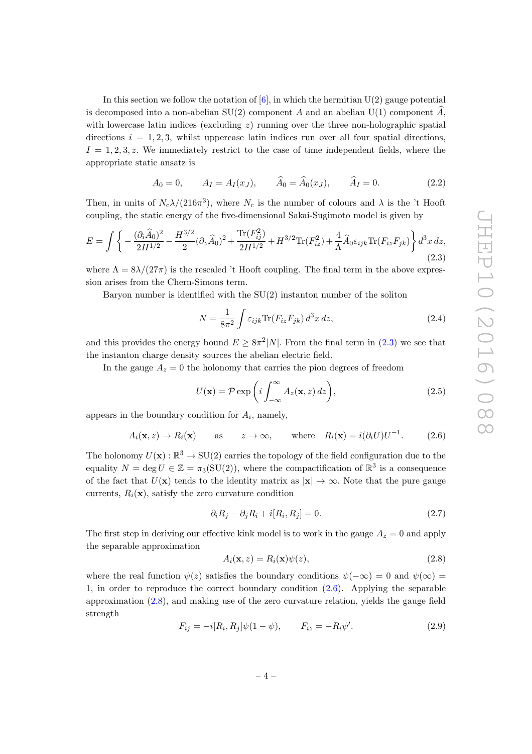In this section we follow the notation of [6], in which the hermitian U(2) gauge potential is decomposed into a non-abelian SU(2) component $A$ and an abelian U(1) component $\widehat{A}$, with lowercase latin indices (excluding $z$) running over the three non-holographic spatial directions $i = 1, 2, 3$, whilst uppercase latin indices run over all four spatial directions, $I = 1, 2, 3, z$. We immediately restrict to the case of time independent fields, where the appropriate static ansatz is

$$A_0 = 0, \qquad A_I = A_I(x_J), \qquad \widehat{A}_0 = \widehat{A}_0(x_J), \qquad \widehat{A}_I = 0. \tag{2.2}$$

Then, in units of $N_c\lambda/(216\pi^3)$, where $N_c$ is the number of colours and $\lambda$ is the 't Hooft coupling, the static energy of the five-dimensional Sakai-Sugimoto model is given by

$$E = \int \left\{ -\frac{(\partial_i \widehat{A}_0)^2}{2H^{1/2}} - \frac{H^{3/2}}{2}(\partial_z \widehat{A}_0)^2 + \frac{\mathrm{Tr}(F_{ij}^2)}{2H^{1/2}} + H^{3/2}\mathrm{Tr}(F_{iz}^2) + \frac{4}{\Lambda}\widehat{A}_0 \varepsilon_{ijk}\mathrm{Tr}(F_{iz}F_{jk}) \right\} d^3x\, dz, \tag{2.3}$$

where $\Lambda = 8\lambda/(27\pi)$ is the rescaled 't Hooft coupling. The final term in the above expression arises from the Chern-Simons term.

Baryon number is identified with the SU(2) instanton number of the soliton

$$N = \frac{1}{8\pi^2}\int \varepsilon_{ijk}\mathrm{Tr}(F_{iz}F_{jk})\, d^3x\, dz, \tag{2.4}$$

and this provides the energy bound $E \geq 8\pi^2|N|$. From the final term in (2.3) we see that the instanton charge density sources the abelian electric field.

In the gauge $A_z = 0$ the holonomy that carries the pion degrees of freedom

$$U(\mathbf{x}) = \mathcal{P}\exp\left( i\int_{-\infty}^{\infty} A_z(\mathbf{x}, z)\, dz \right), \tag{2.5}$$

appears in the boundary condition for $A_i$, namely,

$$A_i(\mathbf{x}, z) \to R_i(\mathbf{x}) \qquad \text{as} \qquad z \to \infty, \qquad \text{where} \quad R_i(\mathbf{x}) = i(\partial_i U)U^{-1}. \tag{2.6}$$

The holonomy $U(\mathbf{x}) : \mathbb{R}^3 \to \mathrm{SU}(2)$ carries the topology of the field configuration due to the equality $N = \deg U \in \mathbb{Z} = \pi_3(\mathrm{SU}(2))$, where the compactification of $\mathbb{R}^3$ is a consequence of the fact that $U(\mathbf{x})$ tends to the identity matrix as $|\mathbf{x}| \to \infty$. Note that the pure gauge currents, $R_i(\mathbf{x})$, satisfy the zero curvature condition

$$\partial_i R_j - \partial_j R_i + i[R_i, R_j] = 0. \tag{2.7}$$

The first step in deriving our effective kink model is to work in the gauge $A_z = 0$ and apply the separable approximation

$$A_i(\mathbf{x}, z) = R_i(\mathbf{x})\psi(z), \tag{2.8}$$

where the real function $\psi(z)$ satisfies the boundary conditions $\psi(-\infty) = 0$ and $\psi(\infty) = 1$, in order to reproduce the correct boundary condition (2.6). Applying the separable approximation (2.8), and making use of the zero curvature relation, yields the gauge field strength

$$F_{ij} = -i[R_i, R_j]\psi(1-\psi), \qquad F_{iz} = -R_i\psi'. \tag{2.9}$$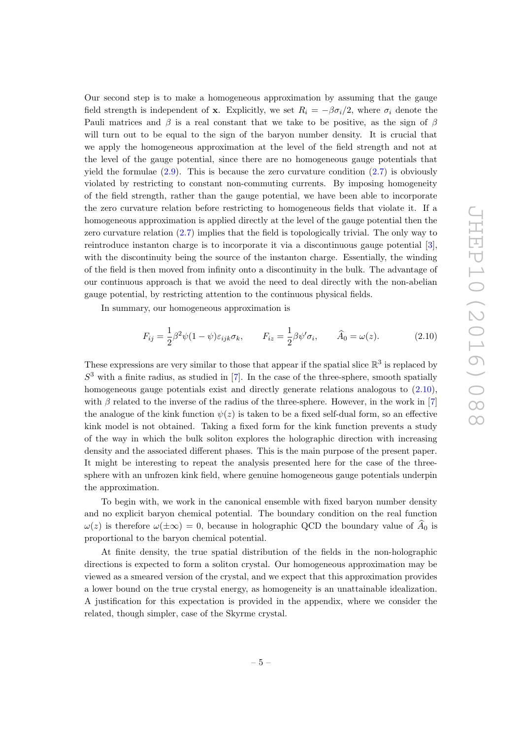Our second step is to make a homogeneous approximation by assuming that the gauge field strength is independent of $\mathbf{x}$. Explicitly, we set $R_i = -\beta\sigma_i/2$, where $\sigma_i$ denote the Pauli matrices and $\beta$ is a real constant that we take to be positive, as the sign of $\beta$ will turn out to be equal to the sign of the baryon number density. It is crucial that we apply the homogeneous approximation at the level of the field strength and not at the level of the gauge potential, since there are no homogeneous gauge potentials that yield the formulae (2.9). This is because the zero curvature condition (2.7) is obviously violated by restricting to constant non-commuting currents. By imposing homogeneity of the field strength, rather than the gauge potential, we have been able to incorporate the zero curvature relation before restricting to homogeneous fields that violate it. If a homogeneous approximation is applied directly at the level of the gauge potential then the zero curvature relation (2.7) implies that the field is topologically trivial. The only way to reintroduce instanton charge is to incorporate it via a discontinuous gauge potential [3], with the discontinuity being the source of the instanton charge. Essentially, the winding of the field is then moved from infinity onto a discontinuity in the bulk. The advantage of our continuous approach is that we avoid the need to deal directly with the non-abelian gauge potential, by restricting attention to the continuous physical fields.

In summary, our homogeneous approximation is

$$F_{ij} = \frac{1}{2}\beta^2\psi(1-\psi)\varepsilon_{ijk}\sigma_k, \qquad F_{iz} = \frac{1}{2}\beta\psi'\sigma_i, \qquad \widehat{A}_0 = \omega(z). \tag{2.10}$$

These expressions are very similar to those that appear if the spatial slice $\mathbb{R}^3$ is replaced by $S^3$ with a finite radius, as studied in [7]. In the case of the three-sphere, smooth spatially homogeneous gauge potentials exist and directly generate relations analogous to (2.10), with $\beta$ related to the inverse of the radius of the three-sphere. However, in the work in [7] the analogue of the kink function $\psi(z)$ is taken to be a fixed self-dual form, so an effective kink model is not obtained. Taking a fixed form for the kink function prevents a study of the way in which the bulk soliton explores the holographic direction with increasing density and the associated different phases. This is the main purpose of the present paper. It might be interesting to repeat the analysis presented here for the case of the three-sphere with an unfrozen kink field, where genuine homogeneous gauge potentials underpin the approximation.

To begin with, we work in the canonical ensemble with fixed baryon number density and no explicit baryon chemical potential. The boundary condition on the real function $\omega(z)$ is therefore $\omega(\pm\infty) = 0$, because in holographic QCD the boundary value of $\widehat{A}_0$ is proportional to the baryon chemical potential.

At finite density, the true spatial distribution of the fields in the non-holographic directions is expected to form a soliton crystal. Our homogeneous approximation may be viewed as a smeared version of the crystal, and we expect that this approximation provides a lower bound on the true crystal energy, as homogeneity is an unattainable idealization. A justification for this expectation is provided in the appendix, where we consider the related, though simpler, case of the Skyrme crystal.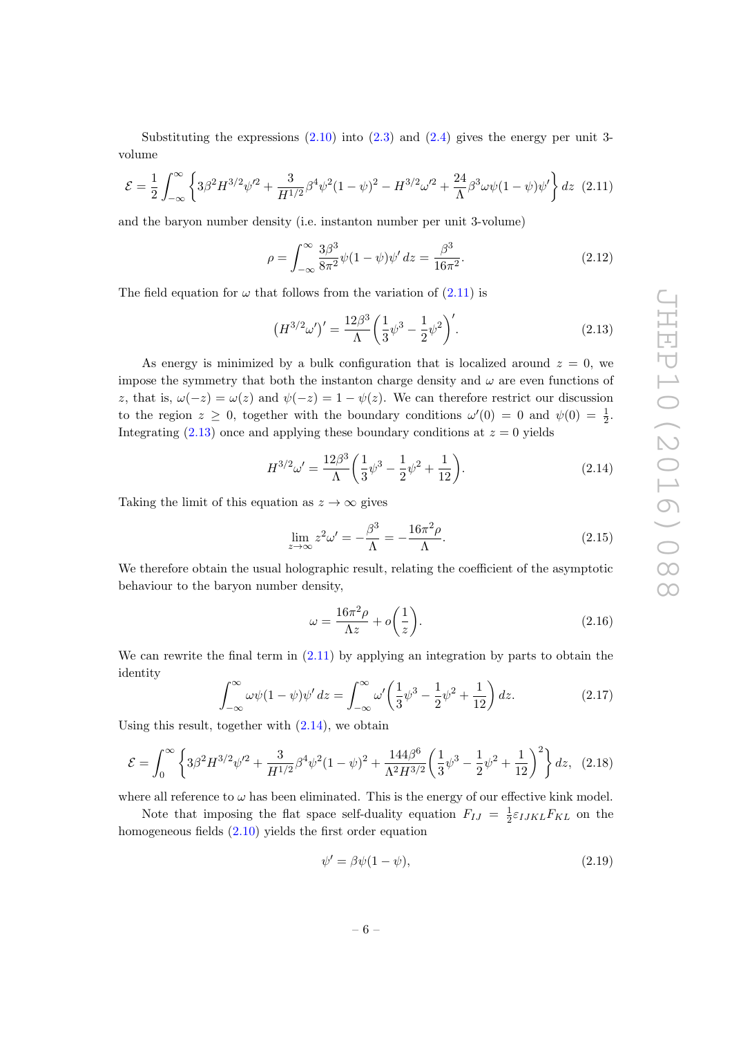Substituting the expressions (2.10) into (2.3) and (2.4) gives the energy per unit 3-volume

$$\mathcal{E} = \frac{1}{2}\int_{-\infty}^{\infty}\left\{3\beta^2 H^{3/2}\psi'^2 + \frac{3}{H^{1/2}}\beta^4\psi^2(1-\psi)^2 - H^{3/2}\omega'^2 + \frac{24}{\Lambda}\beta^3\omega\psi(1-\psi)\psi'\right\}dz \quad (2.11)$$

and the baryon number density (i.e. instanton number per unit 3-volume)

$$\rho = \int_{-\infty}^{\infty}\frac{3\beta^3}{8\pi^2}\psi(1-\psi)\psi'\,dz = \frac{\beta^3}{16\pi^2}. \quad (2.12)$$

The field equation for $\omega$ that follows from the variation of (2.11) is

$$\left(H^{3/2}\omega'\right)' = \frac{12\beta^3}{\Lambda}\left(\frac{1}{3}\psi^3 - \frac{1}{2}\psi^2\right)'. \quad (2.13)$$

As energy is minimized by a bulk configuration that is localized around $z = 0$, we impose the symmetry that both the instanton charge density and $\omega$ are even functions of $z$, that is, $\omega(-z) = \omega(z)$ and $\psi(-z) = 1 - \psi(z)$. We can therefore restrict our discussion to the region $z \geq 0$, together with the boundary conditions $\omega'(0) = 0$ and $\psi(0) = \frac{1}{2}$. Integrating (2.13) once and applying these boundary conditions at $z = 0$ yields

$$H^{3/2}\omega' = \frac{12\beta^3}{\Lambda}\left(\frac{1}{3}\psi^3 - \frac{1}{2}\psi^2 + \frac{1}{12}\right). \quad (2.14)$$

Taking the limit of this equation as $z \to \infty$ gives

$$\lim_{z\to\infty} z^2\omega' = -\frac{\beta^3}{\Lambda} = -\frac{16\pi^2\rho}{\Lambda}. \quad (2.15)$$

We therefore obtain the usual holographic result, relating the coefficient of the asymptotic behaviour to the baryon number density,

$$\omega = \frac{16\pi^2\rho}{\Lambda z} + o\left(\frac{1}{z}\right). \quad (2.16)$$

We can rewrite the final term in (2.11) by applying an integration by parts to obtain the identity

$$\int_{-\infty}^{\infty}\omega\psi(1-\psi)\psi'\,dz = \int_{-\infty}^{\infty}\omega'\left(\frac{1}{3}\psi^3 - \frac{1}{2}\psi^2 + \frac{1}{12}\right)dz. \quad (2.17)$$

Using this result, together with (2.14), we obtain

$$\mathcal{E} = \int_0^{\infty}\left\{3\beta^2 H^{3/2}\psi'^2 + \frac{3}{H^{1/2}}\beta^4\psi^2(1-\psi)^2 + \frac{144\beta^6}{\Lambda^2 H^{3/2}}\left(\frac{1}{3}\psi^3 - \frac{1}{2}\psi^2 + \frac{1}{12}\right)^2\right\}dz, \quad (2.18)$$

where all reference to $\omega$ has been eliminated. This is the energy of our effective kink model.

Note that imposing the flat space self-duality equation $F_{IJ} = \frac{1}{2}\varepsilon_{IJKL}F_{KL}$ on the homogeneous fields (2.10) yields the first order equation

$$\psi' = \beta\psi(1-\psi), \quad (2.19)$$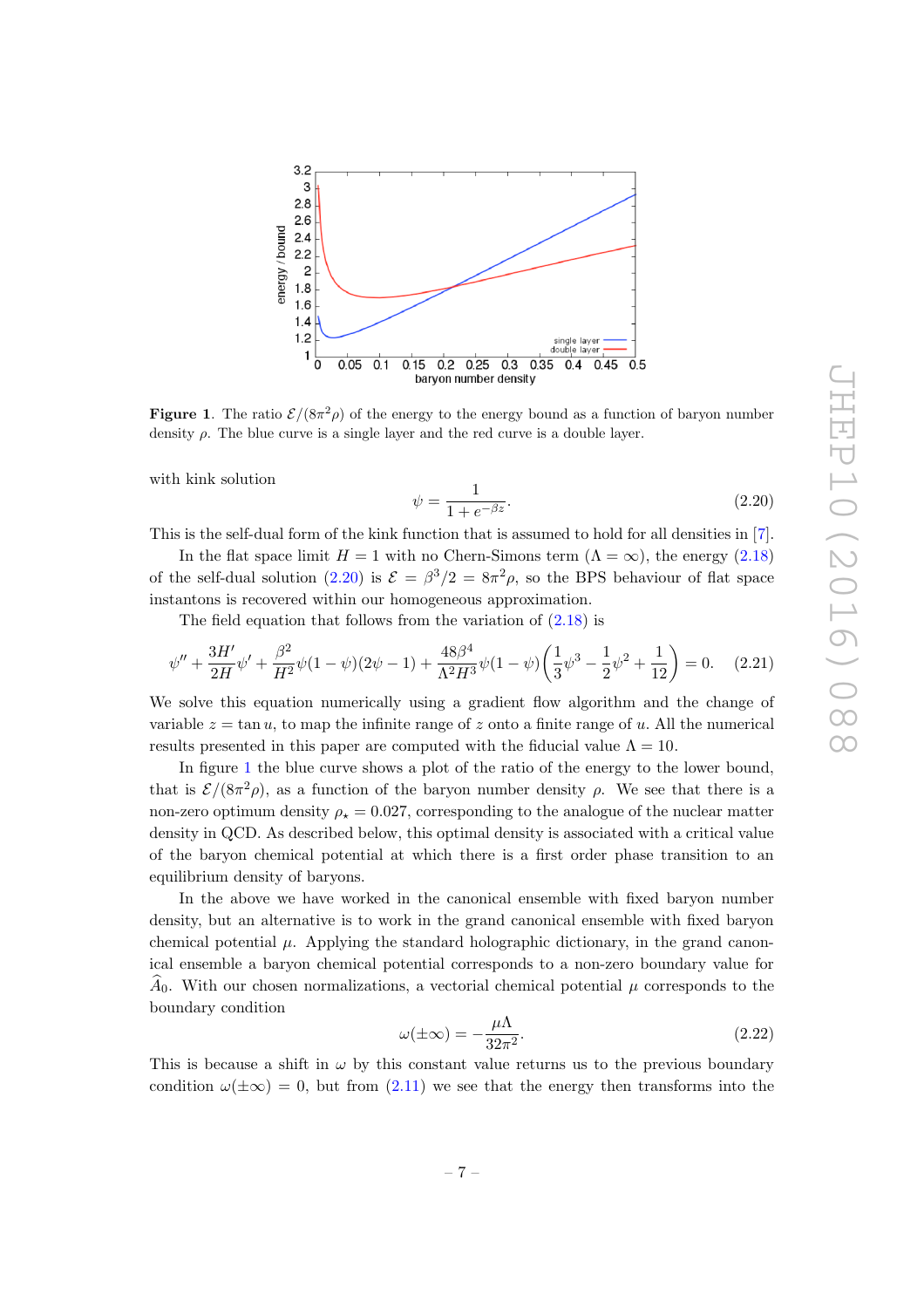**Figure 1**. The ratio $\mathcal{E}/(8\pi^2\rho)$ of the energy to the energy bound as a function of baryon number density $\rho$. The blue curve is a single layer and the red curve is a double layer.

with kink solution

$$\psi = \frac{1}{1+e^{-\beta z}}. \tag{2.20}$$

This is the self-dual form of the kink function that is assumed to hold for all densities in [7].

In the flat space limit $H = 1$ with no Chern-Simons term ($\Lambda = \infty$), the energy (2.18) of the self-dual solution (2.20) is $\mathcal{E} = \beta^3/2 = 8\pi^2\rho$, so the BPS behaviour of flat space instantons is recovered within our homogeneous approximation.

The field equation that follows from the variation of (2.18) is

$$\psi'' + \frac{3H'}{2H}\psi' + \frac{\beta^2}{H^2}\psi(1-\psi)(2\psi-1) + \frac{48\beta^4}{\Lambda^2 H^3}\psi(1-\psi)\left(\frac{1}{3}\psi^3 - \frac{1}{2}\psi^2 + \frac{1}{12}\right) = 0. \tag{2.21}$$

We solve this equation numerically using a gradient flow algorithm and the change of variable $z = \tan u$, to map the infinite range of $z$ onto a finite range of $u$. All the numerical results presented in this paper are computed with the fiducial value $\Lambda = 10$.

In figure 1 the blue curve shows a plot of the ratio of the energy to the lower bound, that is $\mathcal{E}/(8\pi^2\rho)$, as a function of the baryon number density $\rho$. We see that there is a non-zero optimum density $\rho_\star = 0.027$, corresponding to the analogue of the nuclear matter density in QCD. As described below, this optimal density is associated with a critical value of the baryon chemical potential at which there is a first order phase transition to an equilibrium density of baryons.

In the above we have worked in the canonical ensemble with fixed baryon number density, but an alternative is to work in the grand canonical ensemble with fixed baryon chemical potential $\mu$. Applying the standard holographic dictionary, in the grand canonical ensemble a baryon chemical potential corresponds to a non-zero boundary value for $\widehat{A}_0$. With our chosen normalizations, a vectorial chemical potential $\mu$ corresponds to the boundary condition

$$\omega(\pm\infty) = -\frac{\mu\Lambda}{32\pi^2}. \tag{2.22}$$

This is because a shift in $\omega$ by this constant value returns us to the previous boundary condition $\omega(\pm\infty) = 0$, but from (2.11) we see that the energy then transforms into the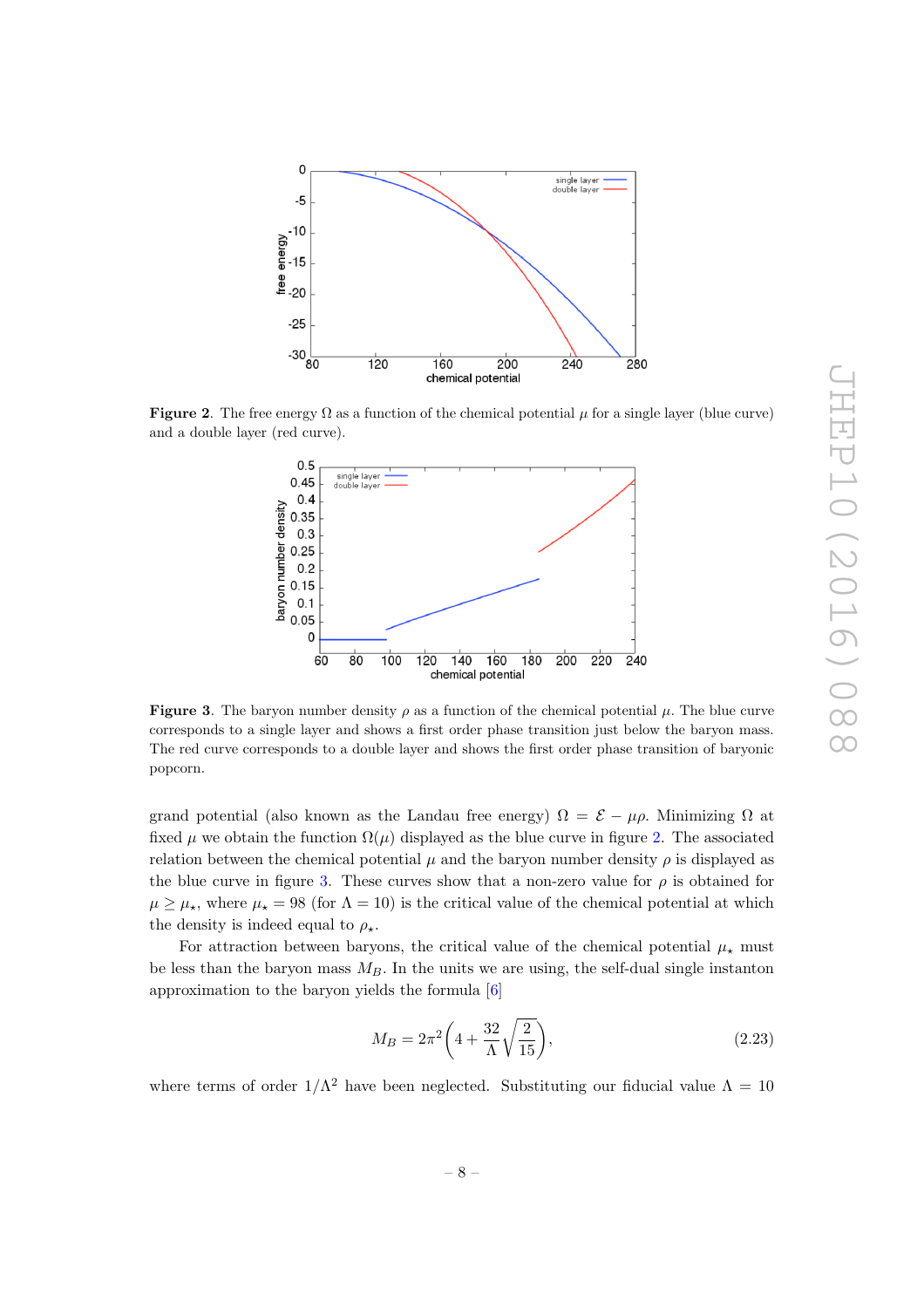**Figure 2**. The free energy $\Omega$ as a function of the chemical potential $\mu$ for a single layer (blue curve) and a double layer (red curve).

**Figure 3**. The baryon number density $\rho$ as a function of the chemical potential $\mu$. The blue curve corresponds to a single layer and shows a first order phase transition just below the baryon mass. The red curve corresponds to a double layer and shows the first order phase transition of baryonic popcorn.

grand potential (also known as the Landau free energy) $\Omega = \mathcal{E} - \mu\rho$. Minimizing $\Omega$ at fixed $\mu$ we obtain the function $\Omega(\mu)$ displayed as the blue curve in figure 2. The associated relation between the chemical potential $\mu$ and the baryon number density $\rho$ is displayed as the blue curve in figure 3. These curves show that a non-zero value for $\rho$ is obtained for $\mu \geq \mu_\star$, where $\mu_\star = 98$ (for $\Lambda = 10$) is the critical value of the chemical potential at which the density is indeed equal to $\rho_\star$.

For attraction between baryons, the critical value of the chemical potential $\mu_\star$ must be less than the baryon mass $M_B$. In the units we are using, the self-dual single instanton approximation to the baryon yields the formula [6]

$$M_B = 2\pi^2 \left( 4 + \frac{32}{\Lambda} \sqrt{\frac{2}{15}} \right), \tag{2.23}$$

where terms of order $1/\Lambda^2$ have been neglected. Substituting our fiducial value $\Lambda = 10$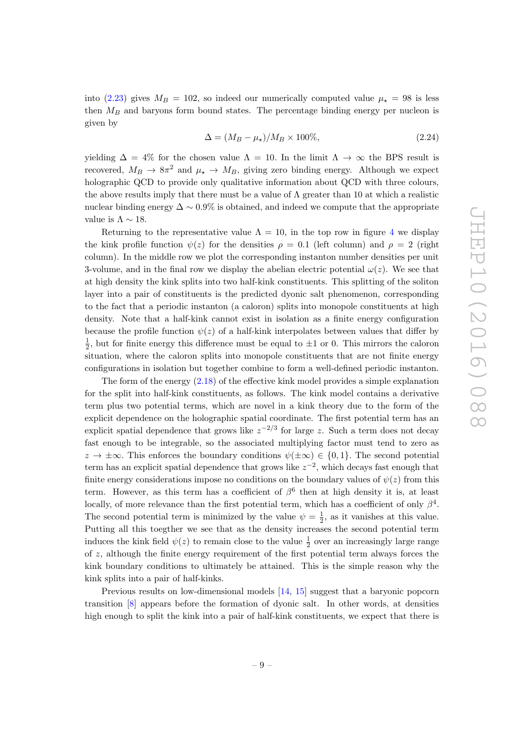into (2.23) gives $M_B = 102$, so indeed our numerically computed value $\mu_\star = 98$ is less then $M_B$ and baryons form bound states. The percentage binding energy per nucleon is given by

$$\Delta = (M_B - \mu_\star)/M_B \times 100\%, \tag{2.24}$$

yielding $\Delta = 4\%$ for the chosen value $\Lambda = 10$. In the limit $\Lambda \to \infty$ the BPS result is recovered, $M_B \to 8\pi^2$ and $\mu_\star \to M_B$, giving zero binding energy. Although we expect holographic QCD to provide only qualitative information about QCD with three colours, the above results imply that there must be a value of $\Lambda$ greater than 10 at which a realistic nuclear binding energy $\Delta \sim 0.9\%$ is obtained, and indeed we compute that the appropriate value is $\Lambda \sim 18$.

Returning to the representative value $\Lambda = 10$, in the top row in figure 4 we display the kink profile function $\psi(z)$ for the densities $\rho = 0.1$ (left column) and $\rho = 2$ (right column). In the middle row we plot the corresponding instanton number densities per unit 3-volume, and in the final row we display the abelian electric potential $\omega(z)$. We see that at high density the kink splits into two half-kink constituents. This splitting of the soliton layer into a pair of constituents is the predicted dyonic salt phenomenon, corresponding to the fact that a periodic instanton (a caloron) splits into monopole constituents at high density. Note that a half-kink cannot exist in isolation as a finite energy configuration because the profile function $\psi(z)$ of a half-kink interpolates between values that differ by $\frac{1}{2}$, but for finite energy this difference must be equal to $\pm 1$ or 0. This mirrors the caloron situation, where the caloron splits into monopole constituents that are not finite energy configurations in isolation but together combine to form a well-defined periodic instanton.

The form of the energy (2.18) of the effective kink model provides a simple explanation for the split into half-kink constituents, as follows. The kink model contains a derivative term plus two potential terms, which are novel in a kink theory due to the form of the explicit dependence on the holographic spatial coordinate. The first potential term has an explicit spatial dependence that grows like $z^{-2/3}$ for large $z$. Such a term does not decay fast enough to be integrable, so the associated multiplying factor must tend to zero as $z \to \pm\infty$. This enforces the boundary conditions $\psi(\pm\infty) \in \{0, 1\}$. The second potential term has an explicit spatial dependence that grows like $z^{-2}$, which decays fast enough that finite energy considerations impose no conditions on the boundary values of $\psi(z)$ from this term. However, as this term has a coefficient of $\beta^6$ then at high density it is, at least locally, of more relevance than the first potential term, which has a coefficient of only $\beta^4$. The second potential term is minimized by the value $\psi = \frac{1}{2}$, as it vanishes at this value. Putting all this toegther we see that as the density increases the second potential term induces the kink field $\psi(z)$ to remain close to the value $\frac{1}{2}$ over an increasingly large range of $z$, although the finite energy requirement of the first potential term always forces the kink boundary conditions to ultimately be attained. This is the simple reason why the kink splits into a pair of half-kinks.

Previous results on low-dimensional models [14, 15] suggest that a baryonic popcorn transition [8] appears before the formation of dyonic salt. In other words, at densities high enough to split the kink into a pair of half-kink constituents, we expect that there is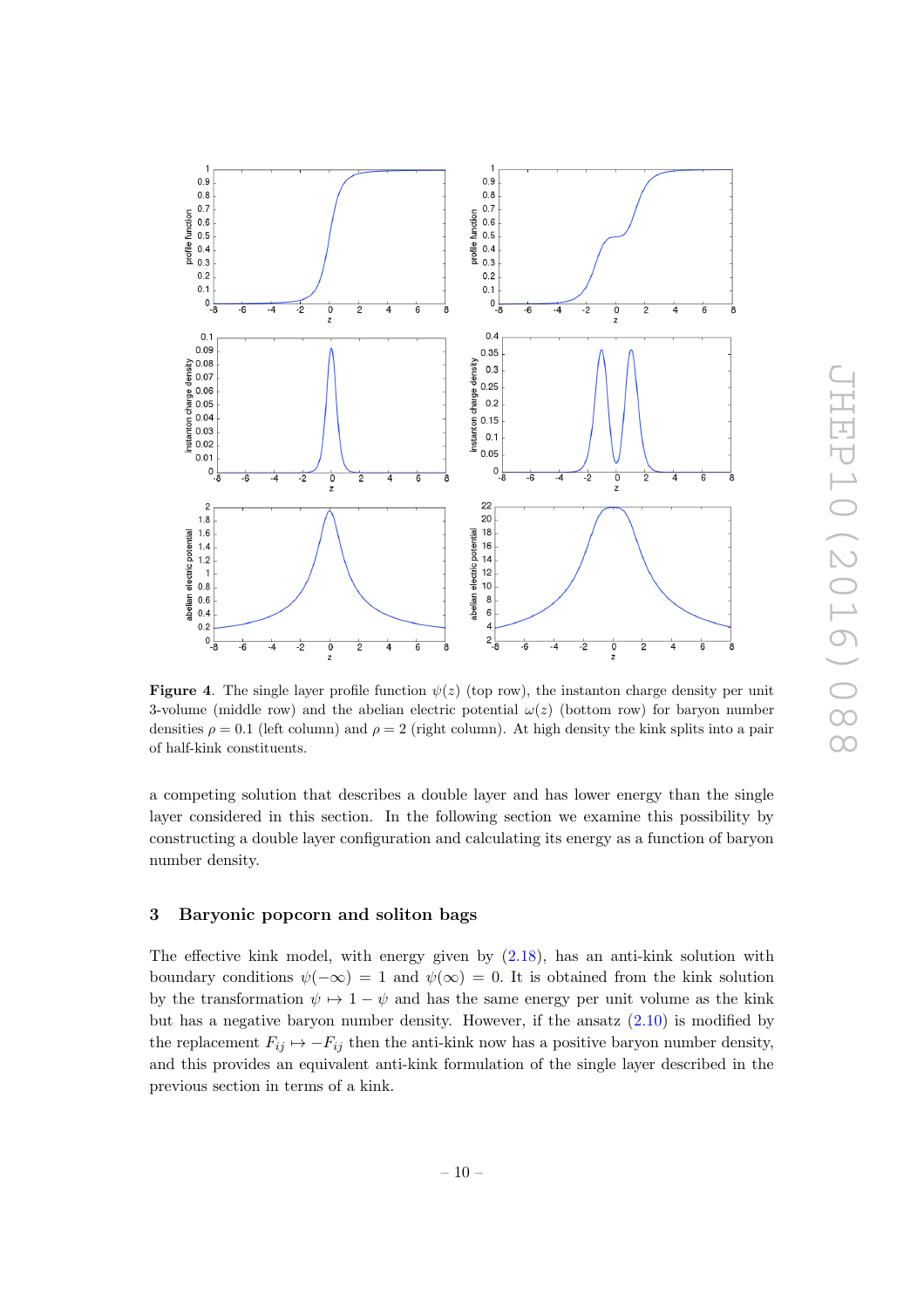**Figure 4**. The single layer profile function $\psi(z)$ (top row), the instanton charge density per unit 3-volume (middle row) and the abelian electric potential $\omega(z)$ (bottom row) for baryon number densities $\rho = 0.1$ (left column) and $\rho = 2$ (right column). At high density the kink splits into a pair of half-kink constituents.

a competing solution that describes a double layer and has lower energy than the single layer considered in this section. In the following section we examine this possibility by constructing a double layer configuration and calculating its energy as a function of baryon number density.

## 3 Baryonic popcorn and soliton bags

The effective kink model, with energy given by (2.18), has an anti-kink solution with boundary conditions $\psi(-\infty) = 1$ and $\psi(\infty) = 0$. It is obtained from the kink solution by the transformation $\psi \mapsto 1 - \psi$ and has the same energy per unit volume as the kink but has a negative baryon number density. However, if the ansatz (2.10) is modified by the replacement $F_{ij} \mapsto -F_{ij}$ then the anti-kink now has a positive baryon number density, and this provides an equivalent anti-kink formulation of the single layer described in the previous section in terms of a kink.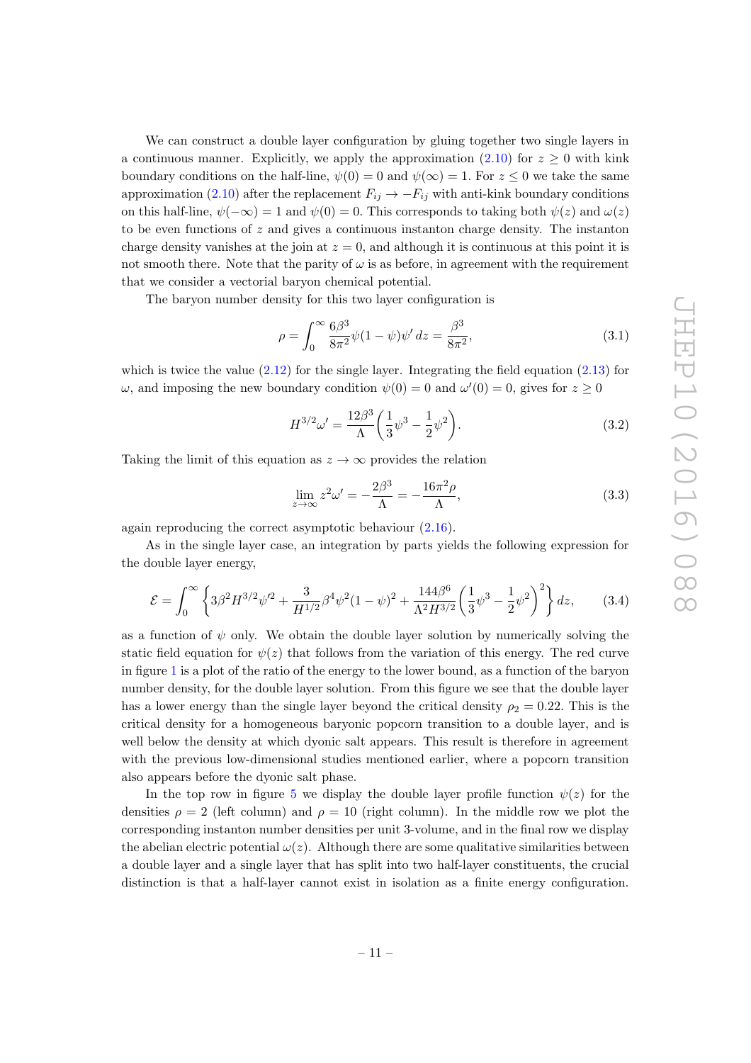We can construct a double layer configuration by gluing together two single layers in a continuous manner. Explicitly, we apply the approximation (2.10) for $z \geq 0$ with kink boundary conditions on the half-line, $\psi(0) = 0$ and $\psi(\infty) = 1$. For $z \leq 0$ we take the same approximation (2.10) after the replacement $F_{ij} \to -F_{ij}$ with anti-kink boundary conditions on this half-line, $\psi(-\infty) = 1$ and $\psi(0) = 0$. This corresponds to taking both $\psi(z)$ and $\omega(z)$ to be even functions of $z$ and gives a continuous instanton charge density. The instanton charge density vanishes at the join at $z = 0$, and although it is continuous at this point it is not smooth there. Note that the parity of $\omega$ is as before, in agreement with the requirement that we consider a vectorial baryon chemical potential.

The baryon number density for this two layer configuration is

$$\rho = \int_0^\infty \frac{6\beta^3}{8\pi^2}\psi(1-\psi)\psi'\,dz = \frac{\beta^3}{8\pi^2}, \tag{3.1}$$

which is twice the value (2.12) for the single layer. Integrating the field equation (2.13) for $\omega$, and imposing the new boundary condition $\psi(0) = 0$ and $\omega'(0) = 0$, gives for $z \geq 0$

$$H^{3/2}\omega' = \frac{12\beta^3}{\Lambda}\left(\frac{1}{3}\psi^3 - \frac{1}{2}\psi^2\right). \tag{3.2}$$

Taking the limit of this equation as $z \to \infty$ provides the relation

$$\lim_{z\to\infty} z^2\omega' = -\frac{2\beta^3}{\Lambda} = -\frac{16\pi^2\rho}{\Lambda}, \tag{3.3}$$

again reproducing the correct asymptotic behaviour (2.16).

As in the single layer case, an integration by parts yields the following expression for the double layer energy,

$$\mathcal{E} = \int_0^\infty \left\{3\beta^2 H^{3/2}\psi'^2 + \frac{3}{H^{1/2}}\beta^4\psi^2(1-\psi)^2 + \frac{144\beta^6}{\Lambda^2 H^{3/2}}\left(\frac{1}{3}\psi^3 - \frac{1}{2}\psi^2\right)^2\right\}dz, \tag{3.4}$$

as a function of $\psi$ only. We obtain the double layer solution by numerically solving the static field equation for $\psi(z)$ that follows from the variation of this energy. The red curve in figure 1 is a plot of the ratio of the energy to the lower bound, as a function of the baryon number density, for the double layer solution. From this figure we see that the double layer has a lower energy than the single layer beyond the critical density $\rho_2 = 0.22$. This is the critical density for a homogeneous baryonic popcorn transition to a double layer, and is well below the density at which dyonic salt appears. This result is therefore in agreement with the previous low-dimensional studies mentioned earlier, where a popcorn transition also appears before the dyonic salt phase.

In the top row in figure 5 we display the double layer profile function $\psi(z)$ for the densities $\rho = 2$ (left column) and $\rho = 10$ (right column). In the middle row we plot the corresponding instanton number densities per unit 3-volume, and in the final row we display the abelian electric potential $\omega(z)$. Although there are some qualitative similarities between a double layer and a single layer that has split into two half-layer constituents, the crucial distinction is that a half-layer cannot exist in isolation as a finite energy configuration.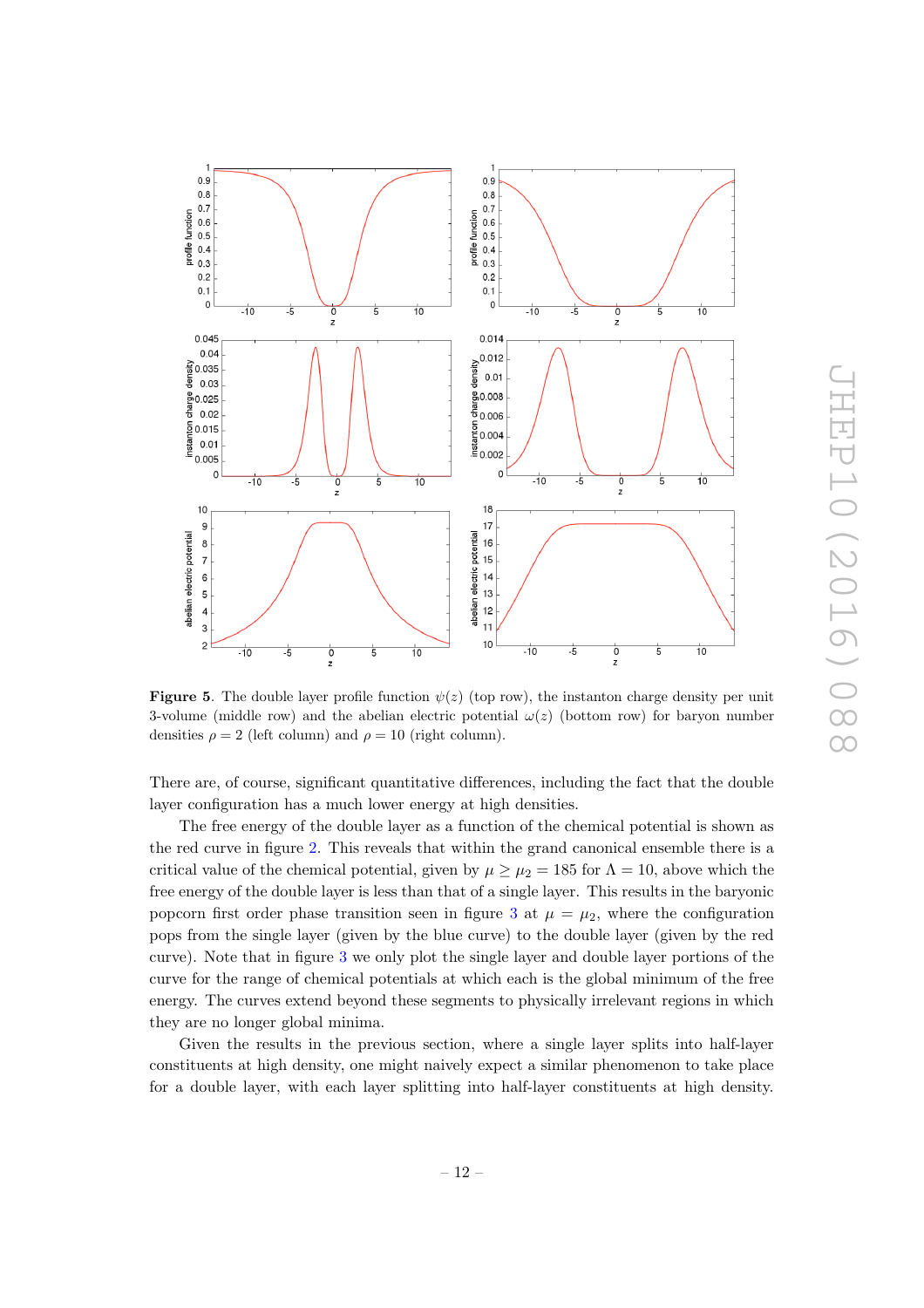**Figure 5**. The double layer profile function $\psi(z)$ (top row), the instanton charge density per unit 3-volume (middle row) and the abelian electric potential $\omega(z)$ (bottom row) for baryon number densities $\rho = 2$ (left column) and $\rho = 10$ (right column).

There are, of course, significant quantitative differences, including the fact that the double layer configuration has a much lower energy at high densities.

The free energy of the double layer as a function of the chemical potential is shown as the red curve in figure 2. This reveals that within the grand canonical ensemble there is a critical value of the chemical potential, given by $\mu \geq \mu_2 = 185$ for $\Lambda = 10$, above which the free energy of the double layer is less than that of a single layer. This results in the baryonic popcorn first order phase transition seen in figure 3 at $\mu = \mu_2$, where the configuration pops from the single layer (given by the blue curve) to the double layer (given by the red curve). Note that in figure 3 we only plot the single layer and double layer portions of the curve for the range of chemical potentials at which each is the global minimum of the free energy. The curves extend beyond these segments to physically irrelevant regions in which they are no longer global minima.

Given the results in the previous section, where a single layer splits into half-layer constituents at high density, one might naively expect a similar phenomenon to take place for a double layer, with each layer splitting into half-layer constituents at high density.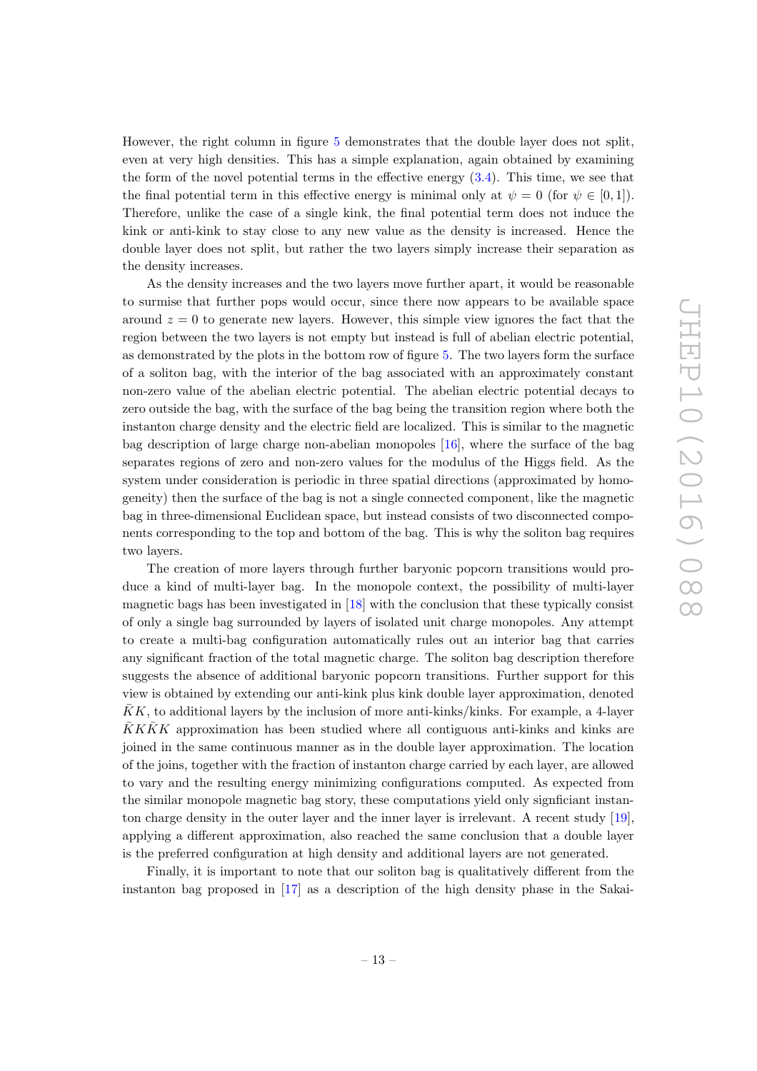However, the right column in figure 5 demonstrates that the double layer does not split, even at very high densities. This has a simple explanation, again obtained by examining the form of the novel potential terms in the effective energy (3.4). This time, we see that the final potential term in this effective energy is minimal only at $\psi = 0$ (for $\psi \in [0, 1]$). Therefore, unlike the case of a single kink, the final potential term does not induce the kink or anti-kink to stay close to any new value as the density is increased. Hence the double layer does not split, but rather the two layers simply increase their separation as the density increases.

As the density increases and the two layers move further apart, it would be reasonable to surmise that further pops would occur, since there now appears to be available space around $z = 0$ to generate new layers. However, this simple view ignores the fact that the region between the two layers is not empty but instead is full of abelian electric potential, as demonstrated by the plots in the bottom row of figure 5. The two layers form the surface of a soliton bag, with the interior of the bag associated with an approximately constant non-zero value of the abelian electric potential. The abelian electric potential decays to zero outside the bag, with the surface of the bag being the transition region where both the instanton charge density and the electric field are localized. This is similar to the magnetic bag description of large charge non-abelian monopoles [16], where the surface of the bag separates regions of zero and non-zero values for the modulus of the Higgs field. As the system under consideration is periodic in three spatial directions (approximated by homogeneity) then the surface of the bag is not a single connected component, like the magnetic bag in three-dimensional Euclidean space, but instead consists of two disconnected components corresponding to the top and bottom of the bag. This is why the soliton bag requires two layers.

The creation of more layers through further baryonic popcorn transitions would produce a kind of multi-layer bag. In the monopole context, the possibility of multi-layer magnetic bags has been investigated in [18] with the conclusion that these typically consist of only a single bag surrounded by layers of isolated unit charge monopoles. Any attempt to create a multi-bag configuration automatically rules out an interior bag that carries any significant fraction of the total magnetic charge. The soliton bag description therefore suggests the absence of additional baryonic popcorn transitions. Further support for this view is obtained by extending our anti-kink plus kink double layer approximation, denoted $\bar{K}K$, to additional layers by the inclusion of more anti-kinks/kinks. For example, a 4-layer $\bar{K}K\bar{K}K$ approximation has been studied where all contiguous anti-kinks and kinks are joined in the same continuous manner as in the double layer approximation. The location of the joins, together with the fraction of instanton charge carried by each layer, are allowed to vary and the resulting energy minimizing configurations computed. As expected from the similar monopole magnetic bag story, these computations yield only signficiant instanton charge density in the outer layer and the inner layer is irrelevant. A recent study [19], applying a different approximation, also reached the same conclusion that a double layer is the preferred configuration at high density and additional layers are not generated.

Finally, it is important to note that our soliton bag is qualitatively different from the instanton bag proposed in [17] as a description of the high density phase in the Sakai-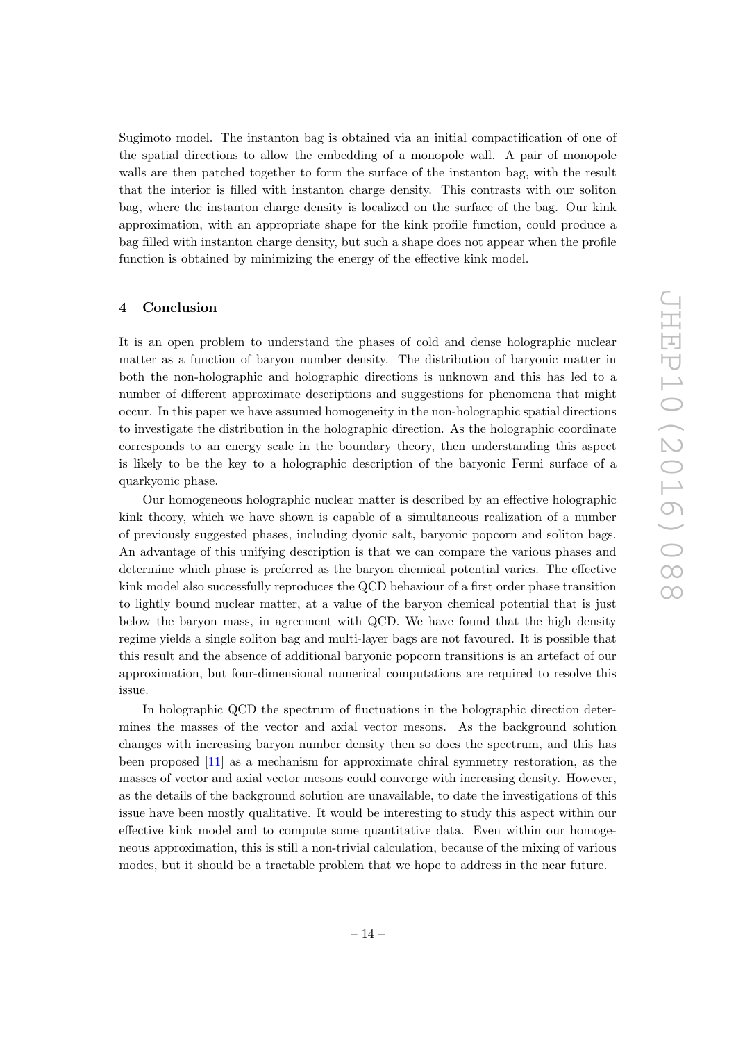Sugimoto model. The instanton bag is obtained via an initial compactification of one of the spatial directions to allow the embedding of a monopole wall. A pair of monopole walls are then patched together to form the surface of the instanton bag, with the result that the interior is filled with instanton charge density. This contrasts with our soliton bag, where the instanton charge density is localized on the surface of the bag. Our kink approximation, with an appropriate shape for the kink profile function, could produce a bag filled with instanton charge density, but such a shape does not appear when the profile function is obtained by minimizing the energy of the effective kink model.

## 4 Conclusion

It is an open problem to understand the phases of cold and dense holographic nuclear matter as a function of baryon number density. The distribution of baryonic matter in both the non-holographic and holographic directions is unknown and this has led to a number of different approximate descriptions and suggestions for phenomena that might occur. In this paper we have assumed homogeneity in the non-holographic spatial directions to investigate the distribution in the holographic direction. As the holographic coordinate corresponds to an energy scale in the boundary theory, then understanding this aspect is likely to be the key to a holographic description of the baryonic Fermi surface of a quarkyonic phase.

Our homogeneous holographic nuclear matter is described by an effective holographic kink theory, which we have shown is capable of a simultaneous realization of a number of previously suggested phases, including dyonic salt, baryonic popcorn and soliton bags. An advantage of this unifying description is that we can compare the various phases and determine which phase is preferred as the baryon chemical potential varies. The effective kink model also successfully reproduces the QCD behaviour of a first order phase transition to lightly bound nuclear matter, at a value of the baryon chemical potential that is just below the baryon mass, in agreement with QCD. We have found that the high density regime yields a single soliton bag and multi-layer bags are not favoured. It is possible that this result and the absence of additional baryonic popcorn transitions is an artefact of our approximation, but four-dimensional numerical computations are required to resolve this issue.

In holographic QCD the spectrum of fluctuations in the holographic direction determines the masses of the vector and axial vector mesons. As the background solution changes with increasing baryon number density then so does the spectrum, and this has been proposed [11] as a mechanism for approximate chiral symmetry restoration, as the masses of vector and axial vector mesons could converge with increasing density. However, as the details of the background solution are unavailable, to date the investigations of this issue have been mostly qualitative. It would be interesting to study this aspect within our effective kink model and to compute some quantitative data. Even within our homogeneous approximation, this is still a non-trivial calculation, because of the mixing of various modes, but it should be a tractable problem that we hope to address in the near future.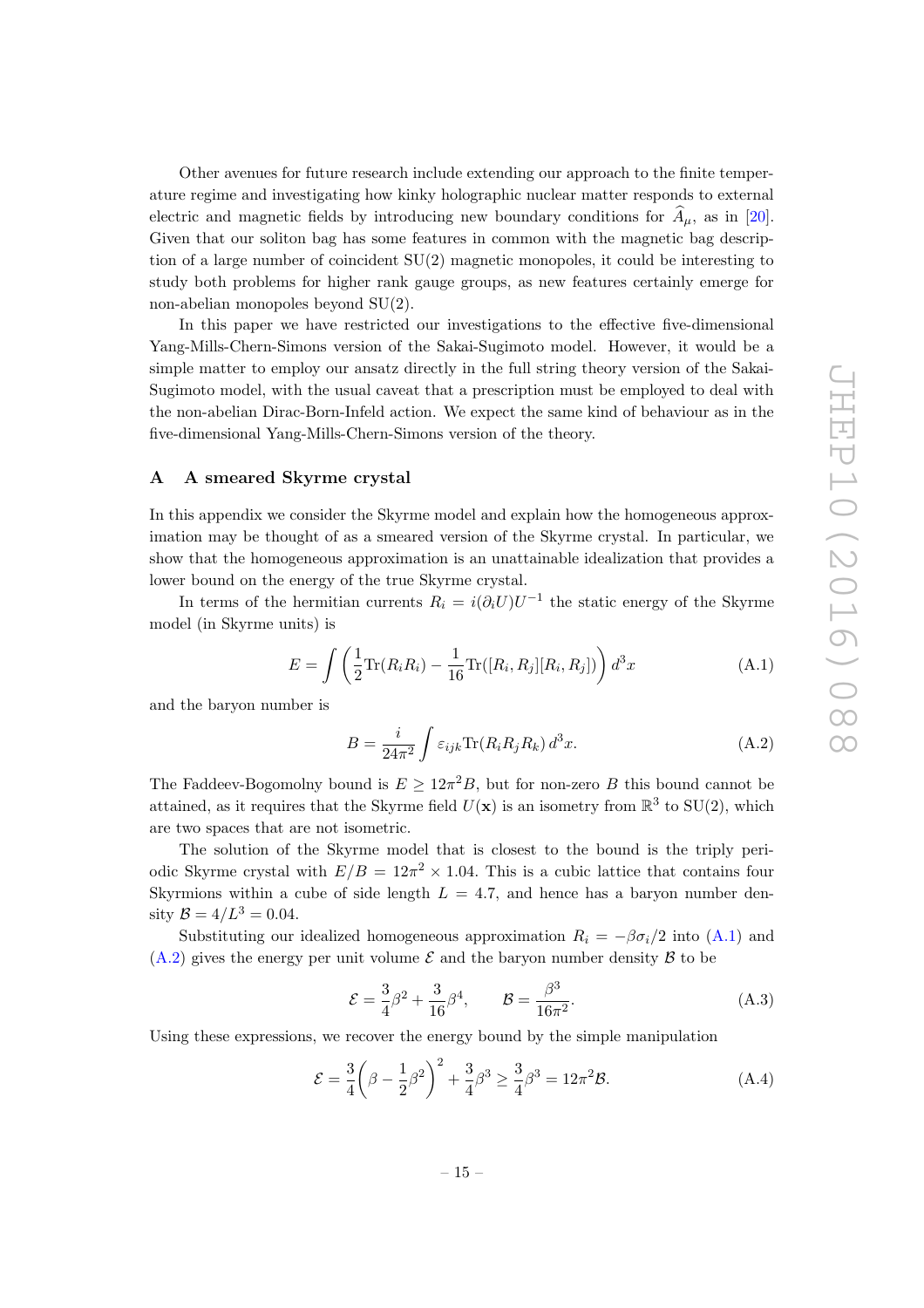Other avenues for future research include extending our approach to the finite temperature regime and investigating how kinky holographic nuclear matter responds to external electric and magnetic fields by introducing new boundary conditions for $\widehat{A}_\mu$, as in [20]. Given that our soliton bag has some features in common with the magnetic bag description of a large number of coincident SU(2) magnetic monopoles, it could be interesting to study both problems for higher rank gauge groups, as new features certainly emerge for non-abelian monopoles beyond SU(2).

In this paper we have restricted our investigations to the effective five-dimensional Yang-Mills-Chern-Simons version of the Sakai-Sugimoto model. However, it would be a simple matter to employ our ansatz directly in the full string theory version of the Sakai-Sugimoto model, with the usual caveat that a prescription must be employed to deal with the non-abelian Dirac-Born-Infeld action. We expect the same kind of behaviour as in the five-dimensional Yang-Mills-Chern-Simons version of the theory.

## A A smeared Skyrme crystal

In this appendix we consider the Skyrme model and explain how the homogeneous approximation may be thought of as a smeared version of the Skyrme crystal. In particular, we show that the homogeneous approximation is an unattainable idealization that provides a lower bound on the energy of the true Skyrme crystal.

In terms of the hermitian currents $R_i = i(\partial_i U)U^{-1}$ the static energy of the Skyrme model (in Skyrme units) is

$$E = \int \left( \frac{1}{2}\mathrm{Tr}(R_i R_i) - \frac{1}{16}\mathrm{Tr}([R_i, R_j][R_i, R_j]) \right) d^3x \tag{A.1}$$

and the baryon number is

$$B = \frac{i}{24\pi^2} \int \varepsilon_{ijk} \mathrm{Tr}(R_i R_j R_k)\, d^3x. \tag{A.2}$$

The Faddeev-Bogomolny bound is $E \geq 12\pi^2 B$, but for non-zero $B$ this bound cannot be attained, as it requires that the Skyrme field $U(\mathbf{x})$ is an isometry from $\mathbb{R}^3$ to SU(2), which are two spaces that are not isometric.

The solution of the Skyrme model that is closest to the bound is the triply periodic Skyrme crystal with $E/B = 12\pi^2 \times 1.04$. This is a cubic lattice that contains four Skyrmions within a cube of side length $L = 4.7$, and hence has a baryon number density $\mathcal{B} = 4/L^3 = 0.04$.

Substituting our idealized homogeneous approximation $R_i = -\beta\sigma_i/2$ into (A.1) and (A.2) gives the energy per unit volume $\mathcal{E}$ and the baryon number density $\mathcal{B}$ to be

$$\mathcal{E} = \frac{3}{4}\beta^2 + \frac{3}{16}\beta^4, \qquad \mathcal{B} = \frac{\beta^3}{16\pi^2}. \tag{A.3}$$

Using these expressions, we recover the energy bound by the simple manipulation

$$\mathcal{E} = \frac{3}{4}\left(\beta - \frac{1}{2}\beta^2\right)^2 + \frac{3}{4}\beta^3 \geq \frac{3}{4}\beta^3 = 12\pi^2\mathcal{B}. \tag{A.4}$$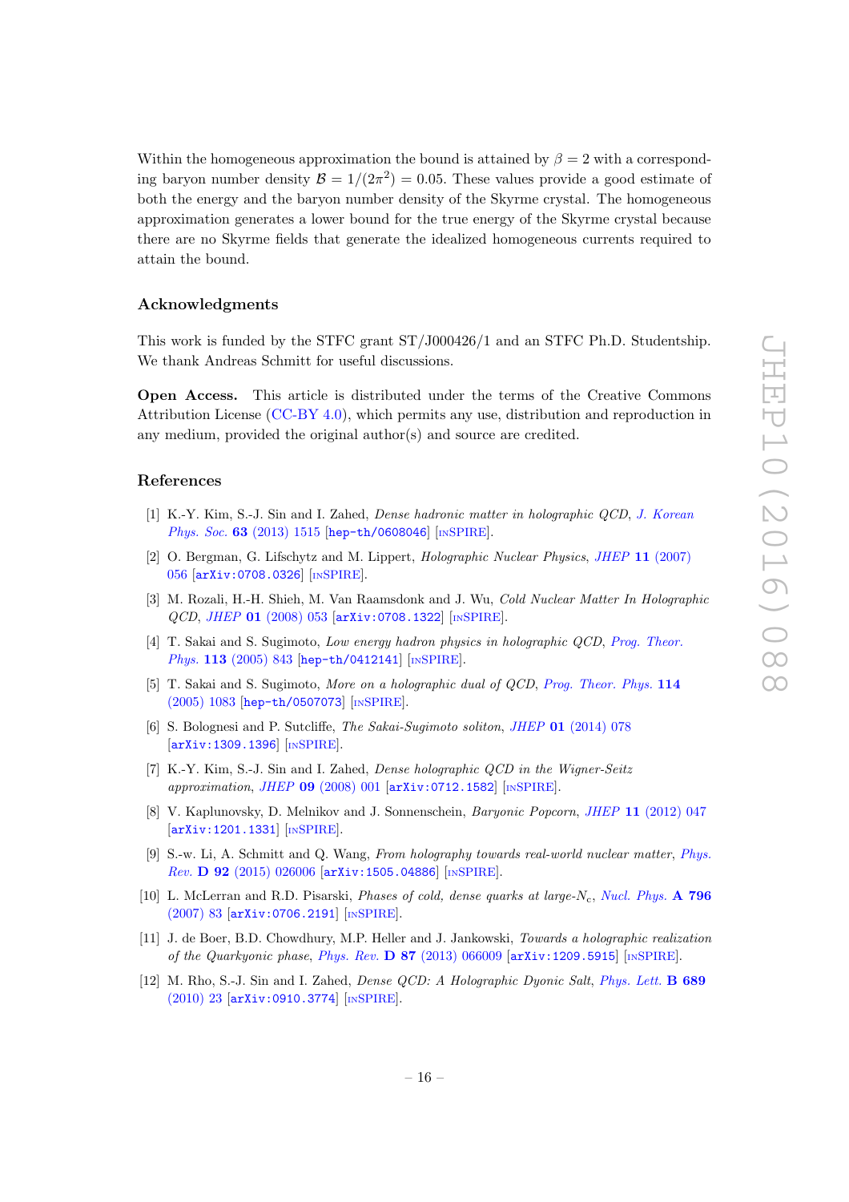Within the homogeneous approximation the bound is attained by $\beta = 2$ with a corresponding baryon number density $\mathcal{B} = 1/(2\pi^2) = 0.05$. These values provide a good estimate of both the energy and the baryon number density of the Skyrme crystal. The homogeneous approximation generates a lower bound for the true energy of the Skyrme crystal because there are no Skyrme fields that generate the idealized homogeneous currents required to attain the bound.

### Acknowledgments

This work is funded by the STFC grant ST/J000426/1 and an STFC Ph.D. Studentship. We thank Andreas Schmitt for useful discussions.

**Open Access.** This article is distributed under the terms of the Creative Commons Attribution License (CC-BY 4.0), which permits any use, distribution and reproduction in any medium, provided the original author(s) and source are credited.

### References

[1] K.-Y. Kim, S.-J. Sin and I. Zahed, *Dense hadronic matter in holographic QCD*, *J. Korean Phys. Soc.* **63** (2013) 1515 [hep-th/0608046] [INSPIRE].

[2] O. Bergman, G. Lifschytz and M. Lippert, *Holographic Nuclear Physics*, *JHEP* **11** (2007) 056 [arXiv:0708.0326] [INSPIRE].

[3] M. Rozali, H.-H. Shieh, M. Van Raamsdonk and J. Wu, *Cold Nuclear Matter In Holographic QCD*, *JHEP* **01** (2008) 053 [arXiv:0708.1322] [INSPIRE].

[4] T. Sakai and S. Sugimoto, *Low energy hadron physics in holographic QCD*, *Prog. Theor. Phys.* **113** (2005) 843 [hep-th/0412141] [INSPIRE].

[5] T. Sakai and S. Sugimoto, *More on a holographic dual of QCD*, *Prog. Theor. Phys.* **114** (2005) 1083 [hep-th/0507073] [INSPIRE].

[6] S. Bolognesi and P. Sutcliffe, *The Sakai-Sugimoto soliton*, *JHEP* **01** (2014) 078 [arXiv:1309.1396] [INSPIRE].

[7] K.-Y. Kim, S.-J. Sin and I. Zahed, *Dense holographic QCD in the Wigner-Seitz approximation*, *JHEP* **09** (2008) 001 [arXiv:0712.1582] [INSPIRE].

[8] V. Kaplunovsky, D. Melnikov and J. Sonnenschein, *Baryonic Popcorn*, *JHEP* **11** (2012) 047 [arXiv:1201.1331] [INSPIRE].

[9] S.-w. Li, A. Schmitt and Q. Wang, *From holography towards real-world nuclear matter*, *Phys. Rev.* **D 92** (2015) 026006 [arXiv:1505.04886] [INSPIRE].

[10] L. McLerran and R.D. Pisarski, *Phases of cold, dense quarks at large-$N_c$*, *Nucl. Phys.* **A 796** (2007) 83 [arXiv:0706.2191] [INSPIRE].

[11] J. de Boer, B.D. Chowdhury, M.P. Heller and J. Jankowski, *Towards a holographic realization of the Quarkyonic phase*, *Phys. Rev.* **D 87** (2013) 066009 [arXiv:1209.5915] [INSPIRE].

[12] M. Rho, S.-J. Sin and I. Zahed, *Dense QCD: A Holographic Dyonic Salt*, *Phys. Lett.* **B 689** (2010) 23 [arXiv:0910.3774] [INSPIRE].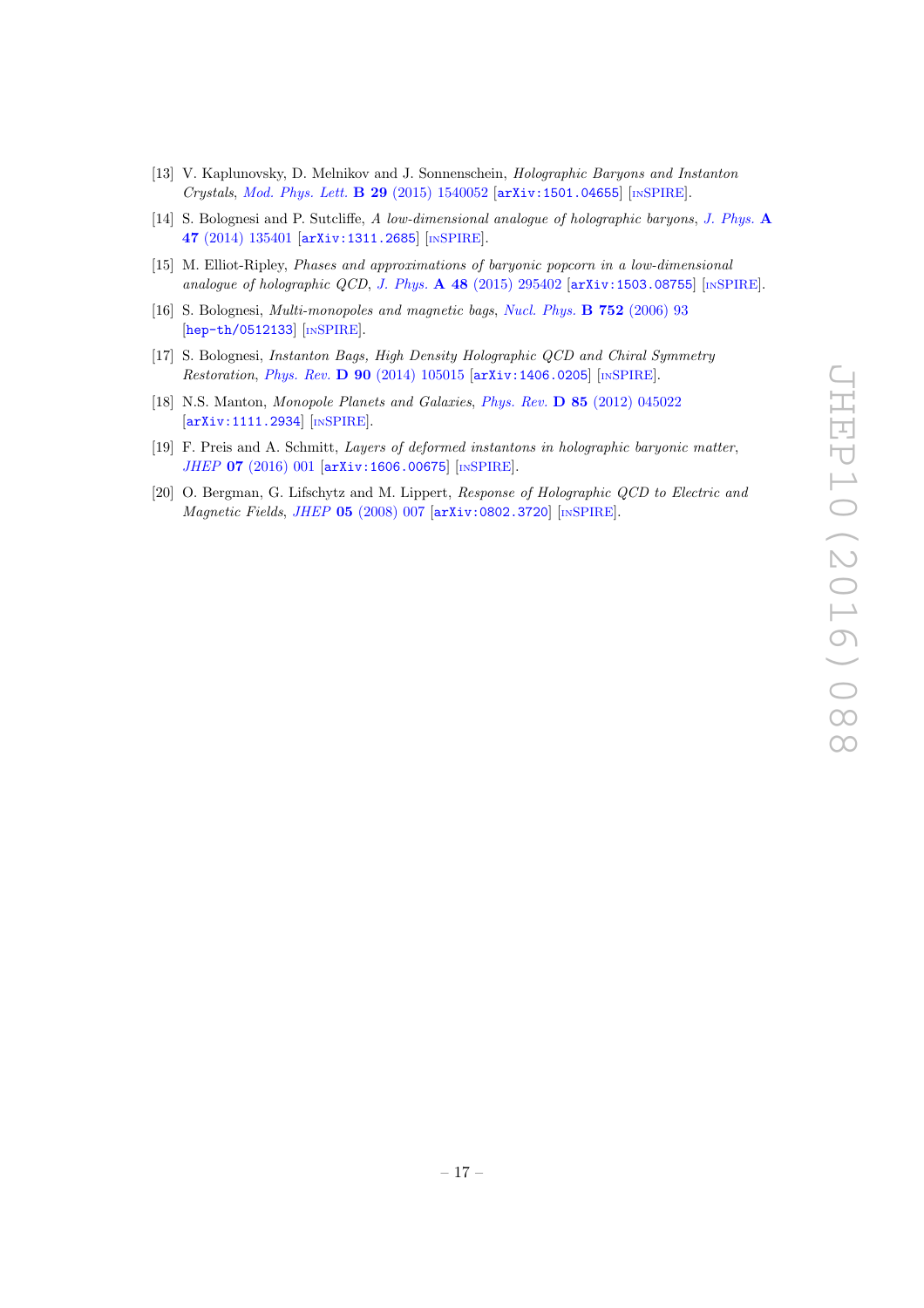[13] V. Kaplunovsky, D. Melnikov and J. Sonnenschein, *Holographic Baryons and Instanton Crystals*, Mod. Phys. Lett. **B 29** (2015) 1540052 [arXiv:1501.04655] [INSPIRE].

[14] S. Bolognesi and P. Sutcliffe, *A low-dimensional analogue of holographic baryons*, J. Phys. **A 47** (2014) 135401 [arXiv:1311.2685] [INSPIRE].

[15] M. Elliot-Ripley, *Phases and approximations of baryonic popcorn in a low-dimensional analogue of holographic QCD*, J. Phys. **A 48** (2015) 295402 [arXiv:1503.08755] [INSPIRE].

[16] S. Bolognesi, *Multi-monopoles and magnetic bags*, Nucl. Phys. **B 752** (2006) 93 [hep-th/0512133] [INSPIRE].

[17] S. Bolognesi, *Instanton Bags, High Density Holographic QCD and Chiral Symmetry Restoration*, Phys. Rev. **D 90** (2014) 105015 [arXiv:1406.0205] [INSPIRE].

[18] N.S. Manton, *Monopole Planets and Galaxies*, Phys. Rev. **D 85** (2012) 045022 [arXiv:1111.2934] [INSPIRE].

[19] F. Preis and A. Schmitt, *Layers of deformed instantons in holographic baryonic matter*, JHEP **07** (2016) 001 [arXiv:1606.00675] [INSPIRE].

[20] O. Bergman, G. Lifschytz and M. Lippert, *Response of Holographic QCD to Electric and Magnetic Fields*, JHEP **05** (2008) 007 [arXiv:0802.3720] [INSPIRE].